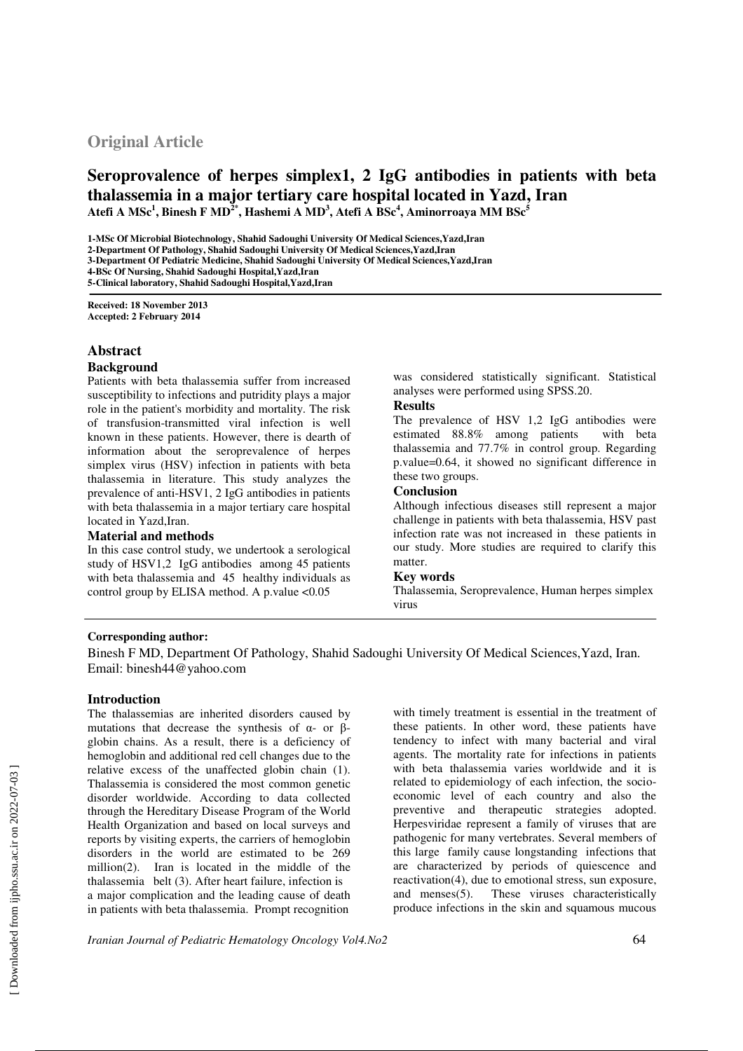**Original Article**

# Seroprovalence of herpes simplex1, 2 IgG antibodies in patients with beta thalassemia in a major tertiary care hospital located in Yazd, Iran

**Atefi A MSc[1], Binesh F MD[2*], Hashemi A MD[3], Atefi A BSc[4], Aminorroaya MM BSc[5]**

1-MSc Of Microbial Biotechnology, Shahid Sadoughi University Of Medical Sciences,Yazd,Iran
2-Department Of Pathology, Shahid Sadoughi University Of Medical Sciences,Yazd,Iran
3-Department Of Pediatric Medicine, Shahid Sadoughi University Of Medical Sciences,Yazd,Iran
4-BSc Of Nursing, Shahid Sadoughi Hospital,Yazd,Iran
5-Clinical laboratory, Shahid Sadoughi Hospital,Yazd,Iran

**Received: 18 November 2013**
**Accepted: 2 February 2014**

## Abstract

### Background

Patients with beta thalassemia suffer from increased susceptibility to infections and putridity plays a major role in the patient's morbidity and mortality. The risk of transfusion-transmitted viral infection is well known in these patients. However, there is dearth of information about the seroprevalence of herpes simplex virus (HSV) infection in patients with beta thalassemia in literature. This study analyzes the prevalence of anti-HSV1, 2 IgG antibodies in patients with beta thalassemia in a major tertiary care hospital located in Yazd,Iran.

### Material and methods

In this case control study, we undertook a serological study of HSV1,2 IgG antibodies among 45 patients with beta thalassemia and 45 healthy individuals as control group by ELISA method. A p.value <0.05 was considered statistically significant. Statistical analyses were performed using SPSS.20.

### Results

The prevalence of HSV 1,2 IgG antibodies were estimated 88.8% among patients with beta thalassemia and 77.7% in control group. Regarding p.value=0.64, it showed no significant difference in these two groups.

### Conclusion

Although infectious diseases still represent a major challenge in patients with beta thalassemia, HSV past infection rate was not increased in these patients in our study. More studies are required to clarify this matter.

### Key words

Thalassemia, Seroprevalence, Human herpes simplex virus

**Corresponding author:**

Binesh F MD, Department Of Pathology, Shahid Sadoughi University Of Medical Sciences,Yazd, Iran.
Email: binesh44@yahoo.com

## Introduction

The thalassemias are inherited disorders caused by mutations that decrease the synthesis of α- or β-globin chains. As a result, there is a deficiency of hemoglobin and additional red cell changes due to the relative excess of the unaffected globin chain (1). Thalassemia is considered the most common genetic disorder worldwide. According to data collected through the Hereditary Disease Program of the World Health Organization and based on local surveys and reports by visiting experts, the carriers of hemoglobin disorders in the world are estimated to be 269 million(2). Iran is located in the middle of the thalassemia belt (3). After heart failure, infection is a major complication and the leading cause of death in patients with beta thalassemia. Prompt recognition with timely treatment is essential in the treatment of these patients. In other word, these patients have tendency to infect with many bacterial and viral agents. The mortality rate for infections in patients with beta thalassemia varies worldwide and it is related to epidemiology of each infection, the socio-economic level of each country and also the preventive and therapeutic strategies adopted. Herpesviridae represent a family of viruses that are pathogenic for many vertebrates. Several members of this large family cause longstanding infections that are characterized by periods of quiescence and reactivation(4), due to emotional stress, sun exposure, and menses(5). These viruses characteristically produce infections in the skin and squamous mucous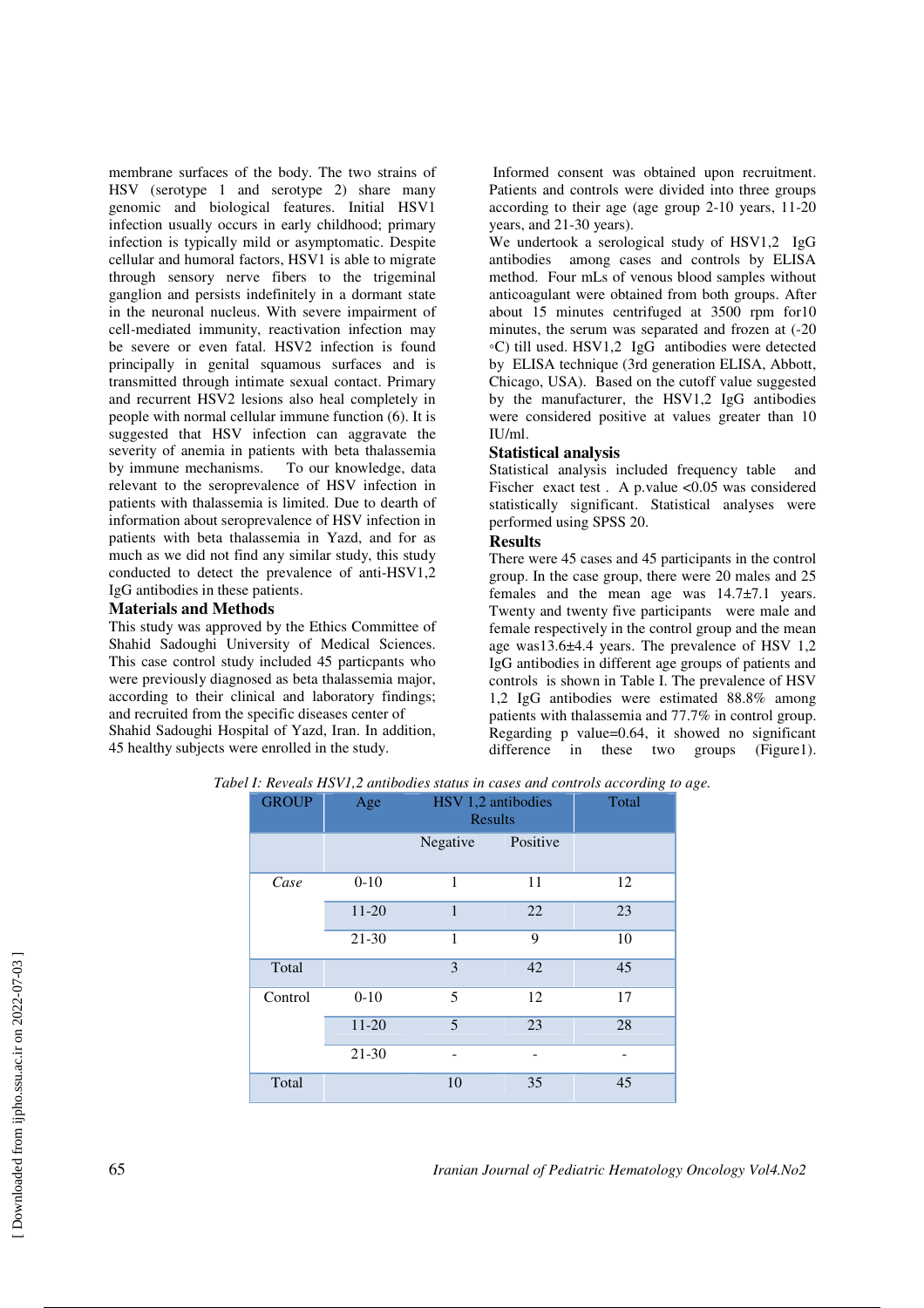membrane surfaces of the body. The two strains of HSV (serotype 1 and serotype 2) share many genomic and biological features. Initial HSV1 infection usually occurs in early childhood; primary infection is typically mild or asymptomatic. Despite cellular and humoral factors, HSV1 is able to migrate through sensory nerve fibers to the trigeminal ganglion and persists indefinitely in a dormant state in the neuronal nucleus. With severe impairment of cell-mediated immunity, reactivation infection may be severe or even fatal. HSV2 infection is found principally in genital squamous surfaces and is transmitted through intimate sexual contact. Primary and recurrent HSV2 lesions also heal completely in people with normal cellular immune function (6). It is suggested that HSV infection can aggravate the severity of anemia in patients with beta thalassemia by immune mechanisms. To our knowledge, data relevant to the seroprevalence of HSV infection in patients with thalassemia is limited. Due to dearth of information about seroprevalence of HSV infection in patients with beta thalassemia in Yazd, and for as much as we did not find any similar study, this study conducted to detect the prevalence of anti-HSV1,2 IgG antibodies in these patients.

## Materials and Methods

This study was approved by the Ethics Committee of Shahid Sadoughi University of Medical Sciences. This case control study included 45 particpants who were previously diagnosed as beta thalassemia major, according to their clinical and laboratory findings; and recruited from the specific diseases center of Shahid Sadoughi Hospital of Yazd, Iran. In addition, 45 healthy subjects were enrolled in the study.

Informed consent was obtained upon recruitment. Patients and controls were divided into three groups according to their age (age group 2-10 years, 11-20 years, and 21-30 years).

We undertook a serological study of HSV1,2 IgG antibodies among cases and controls by ELISA method. Four mLs of venous blood samples without anticoagulant were obtained from both groups. After about 15 minutes centrifuged at 3500 rpm for10 minutes, the serum was separated and frozen at (-20 ◦C) till used. HSV1,2 IgG antibodies were detected by ELISA technique (3rd generation ELISA, Abbott, Chicago, USA). Based on the cutoff value suggested by the manufacturer, the HSV1,2 IgG antibodies were considered positive at values greater than 10 IU/ml.

## Statistical analysis

Statistical analysis included frequency table and Fischer exact test . A p.value <0.05 was considered statistically significant. Statistical analyses were performed using SPSS 20.

## Results

There were 45 cases and 45 participants in the control group. In the case group, there were 20 males and 25 females and the mean age was 14.7±7.1 years. Twenty and twenty five participants were male and female respectively in the control group and the mean age was13.6±4.4 years. The prevalence of HSV 1,2 IgG antibodies in different age groups of patients and controls is shown in Table I. The prevalence of HSV 1,2 IgG antibodies were estimated 88.8% among patients with thalassemia and 77.7% in control group. Regarding p value=0.64, it showed no significant difference in these two groups (Figure1).

*Tabel I: Reveals HSV1,2 antibodies status in cases and controls according to age.*

| GROUP | Age | HSV 1,2 antibodies Results | | Total |
|---|---|---|---|---|
| | | Negative | Positive | |
| *Case* | 0-10 | 1 | 11 | 12 |
| | 11-20 | 1 | 22 | 23 |
| | 21-30 | 1 | 9 | 10 |
| Total | | 3 | 42 | 45 |
| Control | 0-10 | 5 | 12 | 17 |
| | 11-20 | 5 | 23 | 28 |
| | 21-30 | - | - | - |
| Total | | 10 | 35 | 45 |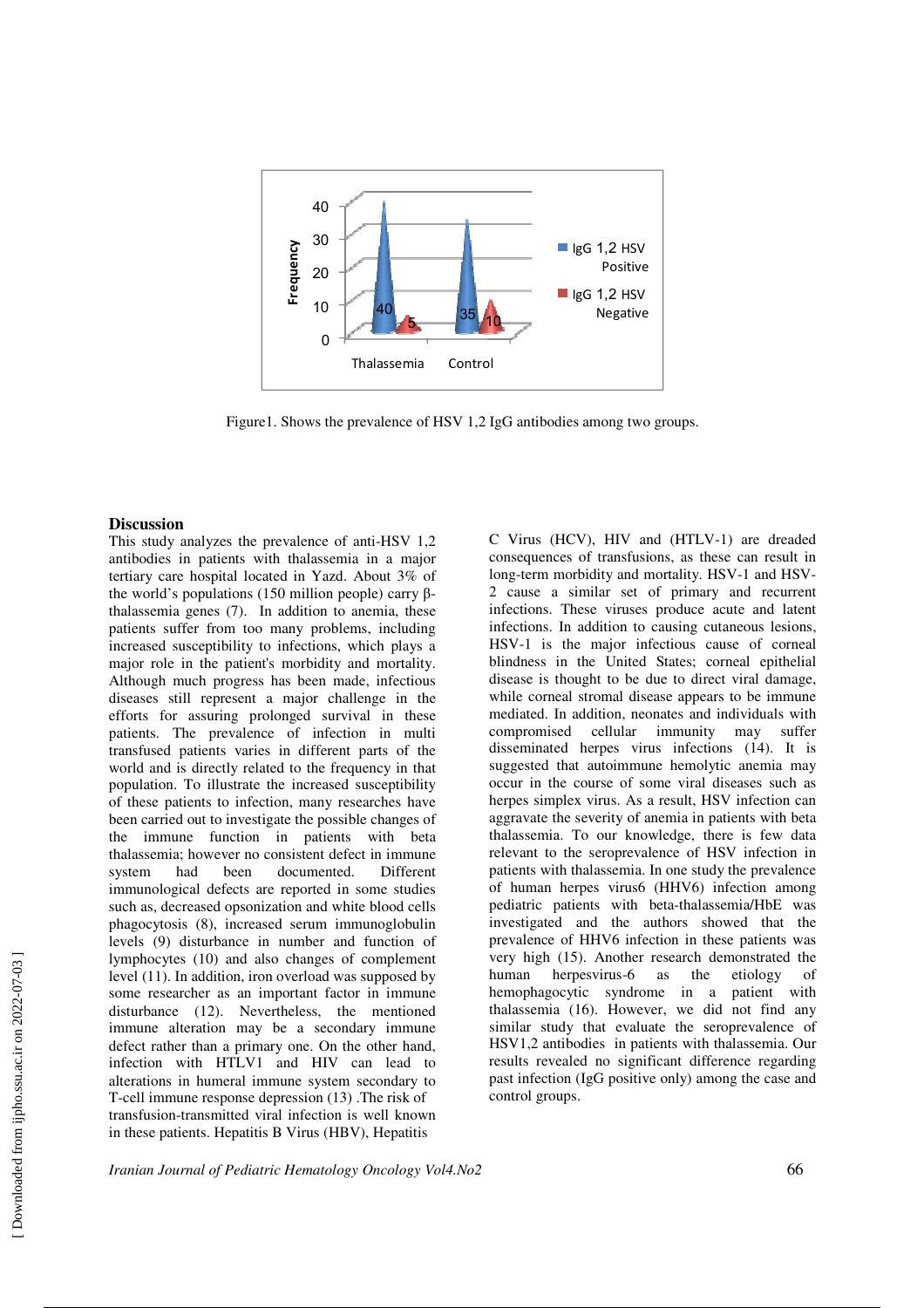Figure1. Shows the prevalence of HSV 1,2 IgG antibodies among two groups.

## Discussion

This study analyzes the prevalence of anti-HSV 1,2 antibodies in patients with thalassemia in a major tertiary care hospital located in Yazd. About 3% of the world's populations (150 million people) carry β-thalassemia genes (7). In addition to anemia, these patients suffer from too many problems, including increased susceptibility to infections, which plays a major role in the patient's morbidity and mortality. Although much progress has been made, infectious diseases still represent a major challenge in the efforts for assuring prolonged survival in these patients. The prevalence of infection in multi transfused patients varies in different parts of the world and is directly related to the frequency in that population. To illustrate the increased susceptibility of these patients to infection, many researches have been carried out to investigate the possible changes of the immune function in patients with beta thalassemia; however no consistent defect in immune system had been documented. Different immunological defects are reported in some studies such as, decreased opsonization and white blood cells phagocytosis (8), increased serum immunoglobulin levels (9) disturbance in number and function of lymphocytes (10) and also changes of complement level (11). In addition, iron overload was supposed by some researcher as an important factor in immune disturbance (12). Nevertheless, the mentioned immune alteration may be a secondary immune defect rather than a primary one. On the other hand, infection with HTLV1 and HIV can lead to alterations in humeral immune system secondary to T-cell immune response depression (13) .The risk of transfusion-transmitted viral infection is well known in these patients. Hepatitis B Virus (HBV), Hepatitis C Virus (HCV), HIV and (HTLV-1) are dreaded consequences of transfusions, as these can result in long-term morbidity and mortality. HSV-1 and HSV-2 cause a similar set of primary and recurrent infections. These viruses produce acute and latent infections. In addition to causing cutaneous lesions, HSV-1 is the major infectious cause of corneal blindness in the United States; corneal epithelial disease is thought to be due to direct viral damage, while corneal stromal disease appears to be immune mediated. In addition, neonates and individuals with compromised cellular immunity may suffer disseminated herpes virus infections (14). It is suggested that autoimmune hemolytic anemia may occur in the course of some viral diseases such as herpes simplex virus. As a result, HSV infection can aggravate the severity of anemia in patients with beta thalassemia. To our knowledge, there is few data relevant to the seroprevalence of HSV infection in patients with thalassemia. In one study the prevalence of human herpes virus6 (HHV6) infection among pediatric patients with beta-thalassemia/HbE was investigated and the authors showed that the prevalence of HHV6 infection in these patients was very high (15). Another research demonstrated the human herpesvirus-6 as the etiology of hemophagocytic syndrome in a patient with thalassemia (16). However, we did not find any similar study that evaluate the seroprevalence of HSV1,2 antibodies in patients with thalassemia. Our results revealed no significant difference regarding past infection (IgG positive only) among the case and control groups.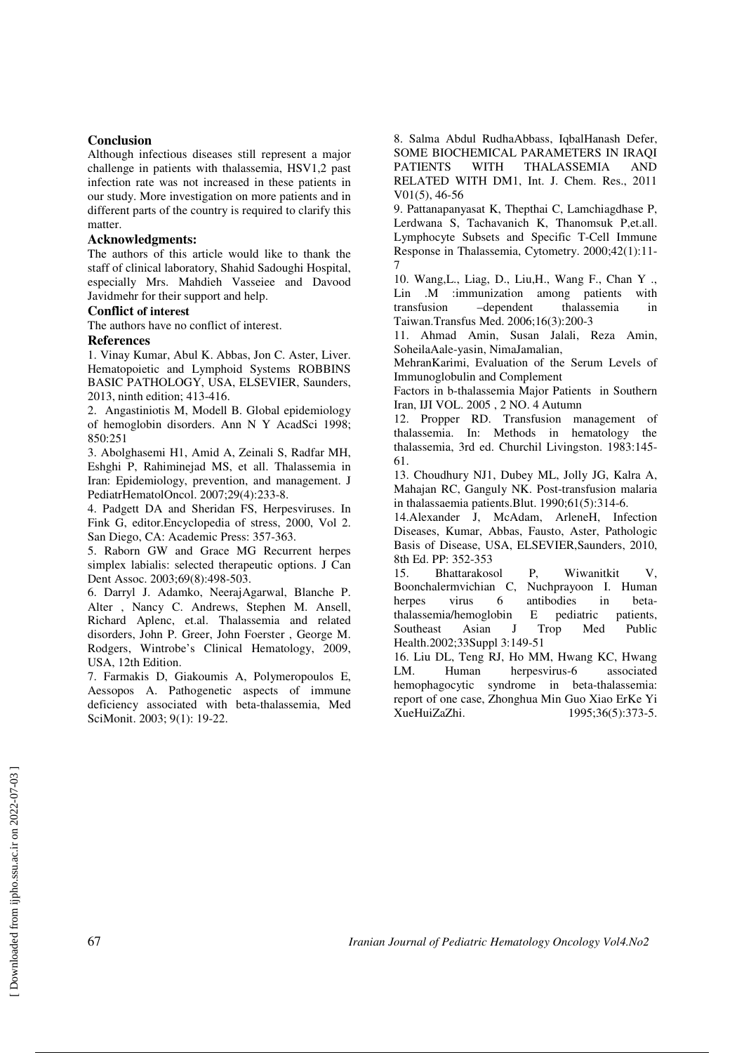## Conclusion

Although infectious diseases still represent a major challenge in patients with thalassemia, HSV1,2 past infection rate was not increased in these patients in our study. More investigation on more patients and in different parts of the country is required to clarify this matter.

## Acknowledgments:

The authors of this article would like to thank the staff of clinical laboratory, Shahid Sadoughi Hospital, especially Mrs. Mahdieh Vasseiee and Davood Javidmehr for their support and help.

## Conflict of interest

The authors have no conflict of interest.

## References

1. Vinay Kumar, Abul K. Abbas, Jon C. Aster, Liver. Hematopoietic and Lymphoid Systems ROBBINS BASIC PATHOLOGY, USA, ELSEVIER, Saunders, 2013, ninth edition; 413-416.
2. Angastiniotis M, Modell B. Global epidemiology of hemoglobin disorders. Ann N Y AcadSci 1998; 850:251
3. Abolghasemi H1, Amid A, Zeinali S, Radfar MH, Eshghi P, Rahiminejad MS, et all. Thalassemia in Iran: Epidemiology, prevention, and management. J PediatrHematolOncol. 2007;29(4):233-8.
4. Padgett DA and Sheridan FS, Herpesviruses. In Fink G, editor.Encyclopedia of stress, 2000, Vol 2. San Diego, CA: Academic Press: 357-363.
5. Raborn GW and Grace MG Recurrent herpes simplex labialis: selected therapeutic options. J Can Dent Assoc. 2003;69(8):498-503.
6. Darryl J. Adamko, NeerajAgarwal, Blanche P. Alter , Nancy C. Andrews, Stephen M. Ansell, Richard Aplenc, et.al. Thalassemia and related disorders, John P. Greer, John Foerster , George M. Rodgers, Wintrobe's Clinical Hematology, 2009, USA, 12th Edition.
7. Farmakis D, Giakoumis A, Polymeropoulos E, Aessopos A. Pathogenetic aspects of immune deficiency associated with beta-thalassemia, Med SciMonit. 2003; 9(1): 19-22.
8. Salma Abdul RudhaAbbass, IqbalHanash Defer, SOME BIOCHEMICAL PARAMETERS IN IRAQI PATIENTS WITH THALASSEMIA AND RELATED WITH DM1, Int. J. Chem. Res., 2011 V01(5), 46-56
9. Pattanapanyasat K, Thepthai C, Lamchiagdhase P, Lerdwana S, Tachavanich K, Thanomsuk P,et.all. Lymphocyte Subsets and Specific T-Cell Immune Response in Thalassemia, Cytometry. 2000;42(1):11-7
10. Wang,L., Liag, D., Liu,H., Wang F., Chan Y ., Lin .M :immunization among patients with transfusion –dependent thalassemia in Taiwan.Transfus Med. 2006;16(3):200-3
11. Ahmad Amin, Susan Jalali, Reza Amin, SoheilaAale-yasin, NimaJamalian, MehranKarimi, Evaluation of the Serum Levels of Immunoglobulin and Complement Factors in b-thalassemia Major Patients in Southern Iran, IJI VOL. 2005 , 2 NO. 4 Autumn
12. Propper RD. Transfusion management of thalassemia. In: Methods in hematology the thalassemia, 3rd ed. Churchil Livingston. 1983:145-61.
13. Choudhury NJ1, Dubey ML, Jolly JG, Kalra A, Mahajan RC, Ganguly NK. Post-transfusion malaria in thalassaemia patients.Blut. 1990;61(5):314-6.
14. Alexander J, McAdam, ArleneH, Infection Diseases, Kumar, Abbas, Fausto, Aster, Pathologic Basis of Disease, USA, ELSEVIER,Saunders, 2010, 8th Ed. PP: 352-353
15. Bhattarakosol P, Wiwanitkit V, Boonchalermvichian C, Nuchprayoon I. Human herpes virus 6 antibodies in beta-thalassemia/hemoglobin E pediatric patients, Southeast Asian J Trop Med Public Health.2002;33Suppl 3:149-51
16. Liu DL, Teng RJ, Ho MM, Hwang KC, Hwang LM. Human herpesvirus-6 associated hemophagocytic syndrome in beta-thalassemia: report of one case, Zhonghua Min Guo Xiao ErKe Yi XueHuiZaZhi. 1995;36(5):373-5.